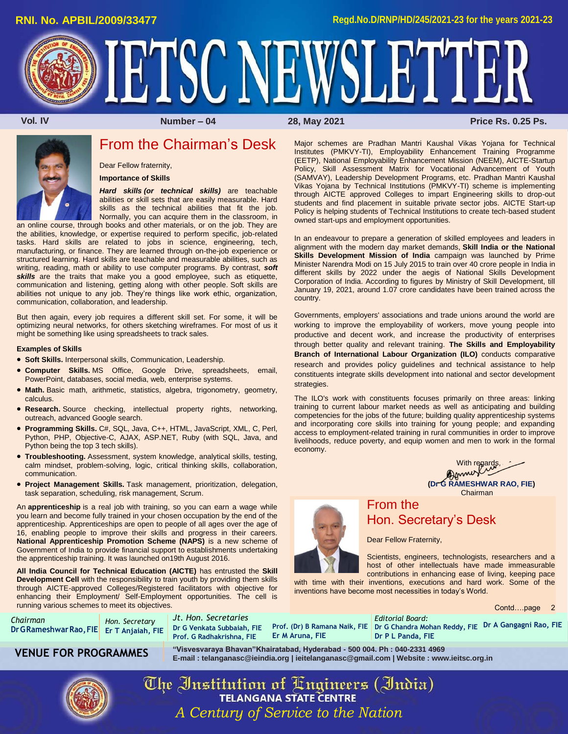RNI. No. APBIL/2009/33477

Regd.No.D/RNP/HD/245/2021-23 for the years 2021-23

# IETSC NEWSLETTER

Vol. IV | Number – 04 | 28, May 2021 | Price Rs. 0.25 Ps.

## From the Chairman's Desk

Dear Fellow fraternity,

**Importance of Skills**

***Hard skills (or technical skills)*** are teachable abilities or skill sets that are easily measurable. Hard skills as the technical abilities that fit the job. Normally, you can acquire them in the classroom, in an online course, through books and other materials, or on the job. They are the abilities, knowledge, or expertise required to perform specific, job-related tasks. Hard skills are related to jobs in science, engineering, tech, manufacturing, or finance. They are learned through on-the-job experience or structured learning. Hard skills are teachable and measurable abilities, such as writing, reading, math or ability to use computer programs. By contrast, ***soft skills*** are the traits that make you a good employee, such as etiquette, communication and listening, getting along with other people. Soft skills are abilities not unique to any job. They're things like work ethic, organization, communication, collaboration, and leadership.

But then again, every job requires a different skill set. For some, it will be optimizing neural networks, for others sketching wireframes. For most of us it might be something like using spreadsheets to track sales.

**Examples of Skills**

- **Soft Skills.** Interpersonal skills, Communication, Leadership.
- **Computer Skills.** MS Office, Google Drive, spreadsheets, email, PowerPoint, databases, social media, web, enterprise systems.
- **Math.** Basic math, arithmetic, statistics, algebra, trigonometry, geometry, calculus.
- **Research.** Source checking, intellectual property rights, networking, outreach, advanced Google search.
- **Programming Skills.** C#, SQL, Java, C++, HTML, JavaScript, XML, C, Perl, Python, PHP, Objective-C, AJAX, ASP.NET, Ruby (with SQL, Java, and Python being the top 3 tech skills).
- **Troubleshooting.** Assessment, system knowledge, analytical skills, testing, calm mindset, problem-solving, logic, critical thinking skills, collaboration, communication.
- **Project Management Skills.** Task management, prioritization, delegation, task separation, scheduling, risk management, Scrum.

An **apprenticeship** is a real job with training, so you can earn a wage while you learn and become fully trained in your chosen occupation by the end of the apprenticeship. Apprenticeships are open to people of all ages over the age of 16, enabling people to improve their skills and progress in their careers. **National Apprenticeship Promotion Scheme (NAPS)** is a new scheme of Government of India to provide financial support to establishments undertaking the apprenticeship training. It was launched on19th August 2016.

**All India Council for Technical Education (AICTE)** has entrusted the **Skill Development Cell** with the responsibility to train youth by providing them skills through AICTE-approved Colleges/Registered facilitators with objective for enhancing their Employment/ Self-Employment opportunities. The cell is running various schemes to meet its objectives.

Major schemes are Pradhan Mantri Kaushal Vikas Yojana for Technical Institutes (PMKVY-TI), Employability Enhancement Training Programme (EETP), National Employability Enhancement Mission (NEEM), AICTE-Startup Policy, Skill Assessment Matrix for Vocational Advancement of Youth (SAMVAY), Leadership Development Programs, etc. Pradhan Mantri Kaushal Vikas Yojana by Technical Institutions (PMKVY-TI) scheme is implementing through AICTE approved Colleges to impart Engineering skills to drop-out students and find placement in suitable private sector jobs. AICTE Start-up Policy is helping students of Technical Institutions to create tech-based student owned start-ups and employment opportunities.

In an endeavour to prepare a generation of skilled employees and leaders in alignment with the modern day market demands, **Skill India or the National Skills Development Mission of India** campaign was launched by Prime Minister Narendra Modi on 15 July 2015 to train over 40 crore people in India in different skills by 2022 under the aegis of National Skills Development Corporation of India. According to figures by Ministry of Skill Development, till January 19, 2021, around 1.07 crore candidates have been trained across the country.

Governments, employers' associations and trade unions around the world are working to improve the employability of workers, move young people into productive and decent work, and increase the productivity of enterprises through better quality and relevant training. **The Skills and Employability Branch of International Labour Organization (ILO)** conducts comparative research and provides policy guidelines and technical assistance to help constituents integrate skills development into national and sector development strategies.

The ILO's work with constituents focuses primarily on three areas: linking training to current labour market needs as well as anticipating and building competencies for the jobs of the future; building quality apprenticeship systems and incorporating core skills into training for young people; and expanding access to employment-related training in rural communities in order to improve livelihoods, reduce poverty, and equip women and men to work in the formal economy.

With regards,

**(Dr G RAMESHWAR RAO, FIE)**
Chairman

## From the Hon. Secretary's Desk

Dear Fellow Fraternity,

Scientists, engineers, technologists, researchers and a host of other intellectuals have made immeasurable contributions in enhancing ease of living, keeping pace with time with their inventions, executions and hard work. Some of the inventions have become most necessities in today's World.

Contd….page 2

| Chairman | Hon. Secretary | Jt. Hon. Secretaries | | Editorial Board: | |
|---|---|---|---|---|---|
| Dr G Rameshwar Rao, FIE | Er T Anjaiah, FIE | Dr G Venkata Subbaiah, FIE | Prof. (Dr) B Ramana Naik, FIE | Dr G Chandra Mohan Reddy, FIE | Dr A Gangagni Rao, FIE |
| | | Prof. G Radhakrishna, FIE | Er M Aruna, FIE | Dr P L Panda, FIE | |

**VENUE FOR PROGRAMMES**

"Visvesvaraya Bhavan" Khairatabad, Hyderabad - 500 004. Ph : 040-2331 4969
E-mail : telanganasc@ieindia.org | ieitelanganasc@gmail.com | Website : www.ieitsc.org.in

The Institution of Engineers (India)
TELANGANA STATE CENTRE
*A Century of Service to the Nation*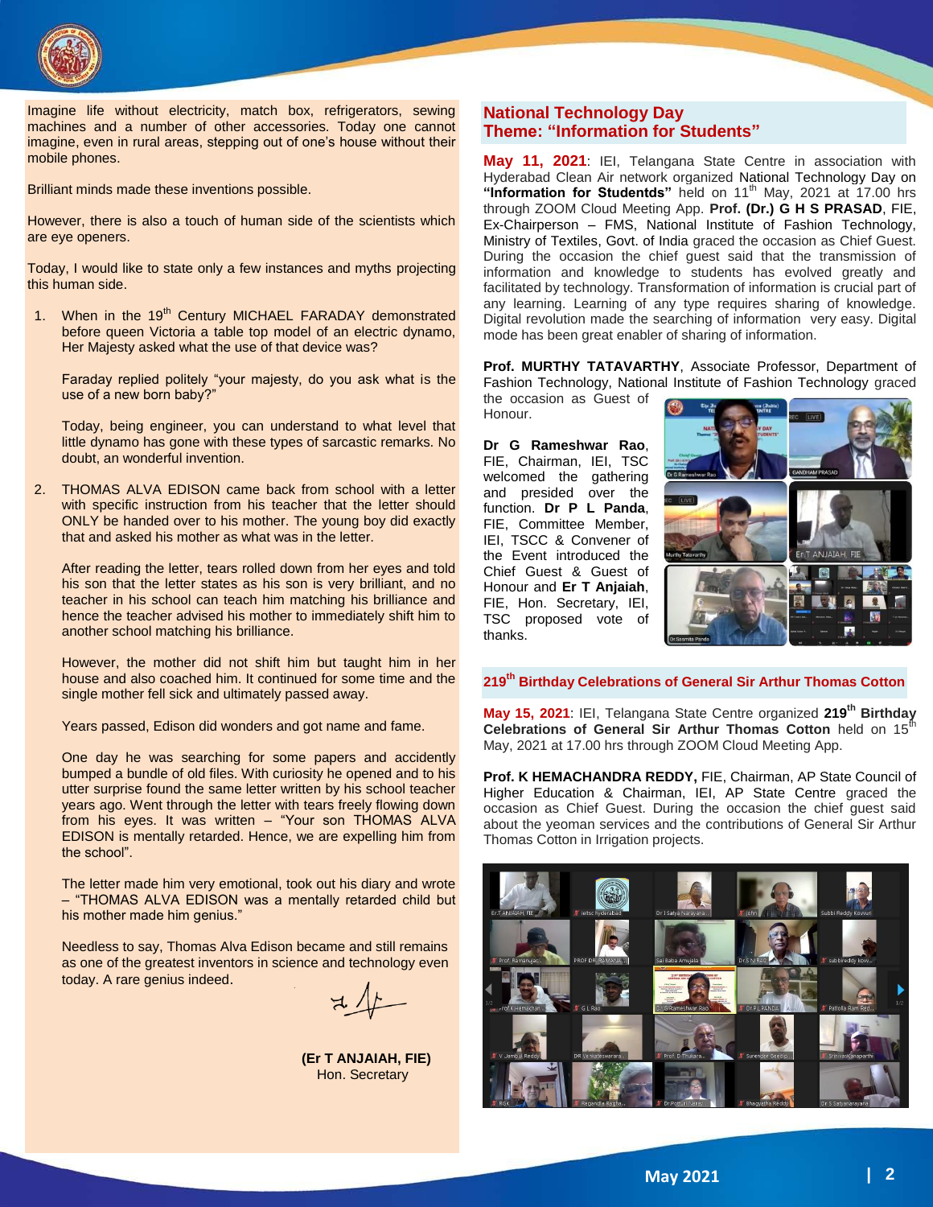Imagine life without electricity, match box, refrigerators, sewing machines and a number of other accessories. Today one cannot imagine, even in rural areas, stepping out of one's house without their mobile phones.

Brilliant minds made these inventions possible.

However, there is also a touch of human side of the scientists which are eye openers.

Today, I would like to state only a few instances and myths projecting this human side.

1. When in the 19th Century MICHAEL FARADAY demonstrated before queen Victoria a table top model of an electric dynamo, Her Majesty asked what the use of that device was?

   Faraday replied politely "your majesty, do you ask what is the use of a new born baby?"

   Today, being engineer, you can understand to what level that little dynamo has gone with these types of sarcastic remarks. No doubt, an wonderful invention.

2. THOMAS ALVA EDISON came back from school with a letter with specific instruction from his teacher that the letter should ONLY be handed over to his mother. The young boy did exactly that and asked his mother as what was in the letter.

   After reading the letter, tears rolled down from her eyes and told his son that the letter states as his son is very brilliant, and no teacher in his school can teach him matching his brilliance and hence the teacher advised his mother to immediately shift him to another school matching his brilliance.

   However, the mother did not shift him but taught him in her house and also coached him. It continued for some time and the single mother fell sick and ultimately passed away.

   Years passed, Edison did wonders and got name and fame.

   One day he was searching for some papers and accidently bumped a bundle of old files. With curiosity he opened and to his utter surprise found the same letter written by his school teacher years ago. Went through the letter with tears freely flowing down from his eyes. It was written – "Your son THOMAS ALVA EDISON is mentally retarded. Hence, we are expelling him from the school".

   The letter made him very emotional, took out his diary and wrote – "THOMAS ALVA EDISON was a mentally retarded child but his mother made him genius."

   Needless to say, Thomas Alva Edison became and still remains as one of the greatest inventors in science and technology even today. A rare genius indeed.

**(Er T ANJAIAH, FIE)**
Hon. Secretary

## National Technology Day
## Theme: "Information for Students"

**May 11, 2021**: IEI, Telangana State Centre in association with Hyderabad Clean Air network organized National Technology Day on **"Information for Studentds"** held on 11th May, 2021 at 17.00 hrs through ZOOM Cloud Meeting App. **Prof. (Dr.) G H S PRASAD**, FIE, Ex-Chairperson – FMS, National Institute of Fashion Technology, Ministry of Textiles, Govt. of India graced the occasion as Chief Guest. During the occasion the chief guest said that the transmission of information and knowledge to students has evolved greatly and facilitated by technology. Transformation of information is crucial part of any learning. Learning of any type requires sharing of knowledge. Digital revolution made the searching of information very easy. Digital mode has been great enabler of sharing of information.

**Prof. MURTHY TATAVARTHY**, Associate Professor, Department of Fashion Technology, National Institute of Fashion Technology graced the occasion as Guest of Honour.

**Dr G Rameshwar Rao**, FIE, Chairman, IEI, TSC welcomed the gathering and presided over the function. **Dr P L Panda**, FIE, Committee Member, IEI, TSCC & Convener of the Event introduced the Chief Guest & Guest of Honour and **Er T Anjaiah**, FIE, Hon. Secretary, IEI, TSC proposed vote of thanks.

## 219th Birthday Celebrations of General Sir Arthur Thomas Cotton

**May 15, 2021**: IEI, Telangana State Centre organized **219th Birthday Celebrations of General Sir Arthur Thomas Cotton** held on 15th May, 2021 at 17.00 hrs through ZOOM Cloud Meeting App.

**Prof. K HEMACHANDRA REDDY,** FIE, Chairman, AP State Council of Higher Education & Chairman, IEI, AP State Centre graced the occasion as Chief Guest. During the occasion the chief guest said about the yeoman services and the contributions of General Sir Arthur Thomas Cotton in Irrigation projects.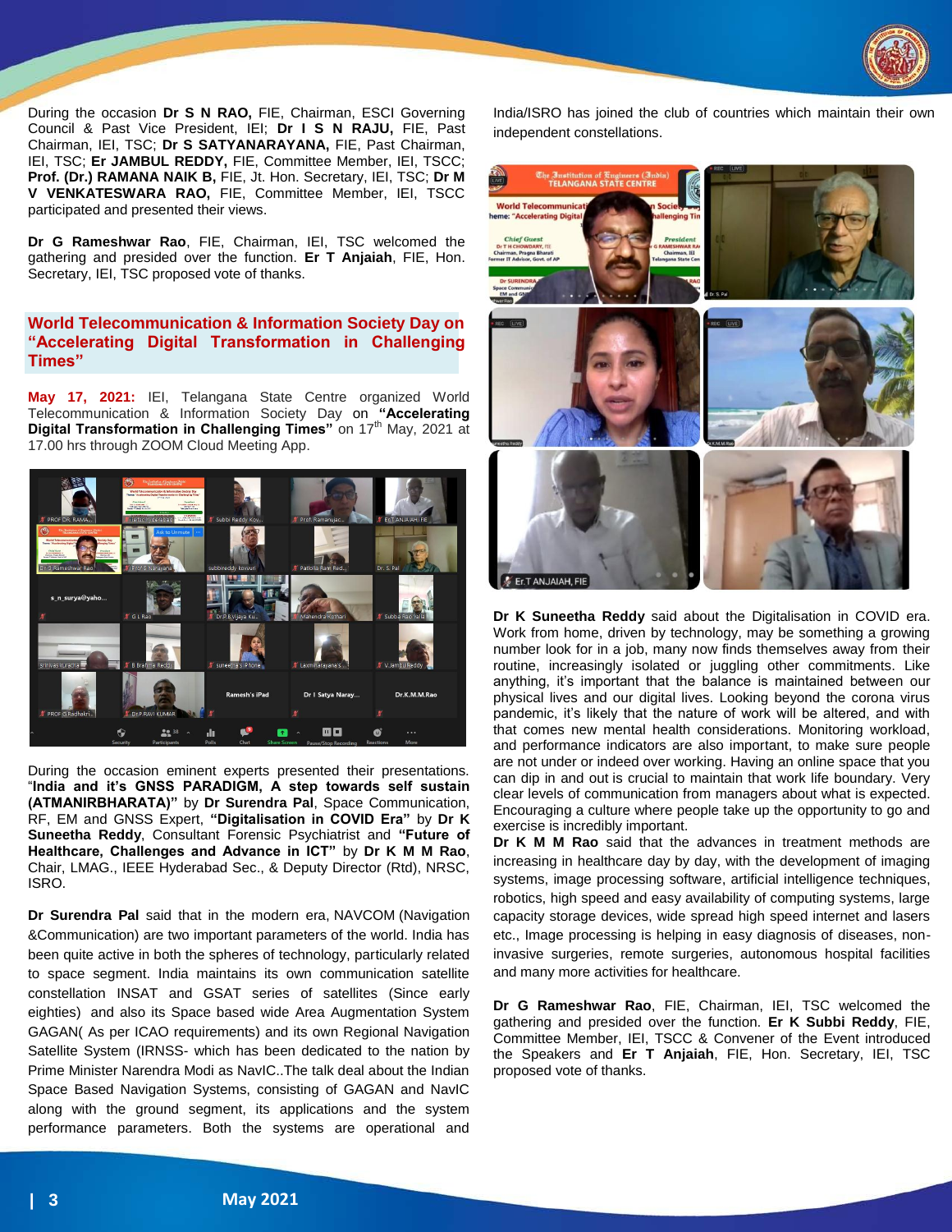During the occasion **Dr S N RAO,** FIE, Chairman, ESCI Governing Council & Past Vice President, IEI; **Dr I S N RAJU,** FIE, Past Chairman, IEI, TSC; **Dr S SATYANARAYANA,** FIE, Past Chairman, IEI, TSC; **Er JAMBUL REDDY,** FIE, Committee Member, IEI, TSCC; **Prof. (Dr.) RAMANA NAIK B,** FIE, Jt. Hon. Secretary, IEI, TSC; **Dr M V VENKATESWARA RAO,** FIE, Committee Member, IEI, TSCC participated and presented their views.

**Dr G Rameshwar Rao**, FIE, Chairman, IEI, TSC welcomed the gathering and presided over the function. **Er T Anjaiah**, FIE, Hon. Secretary, IEI, TSC proposed vote of thanks.

## World Telecommunication & Information Society Day on "Accelerating Digital Transformation in Challenging Times"

**May 17, 2021:** IEI, Telangana State Centre organized World Telecommunication & Information Society Day on **"Accelerating Digital Transformation in Challenging Times"** on 17th May, 2021 at 17.00 hrs through ZOOM Cloud Meeting App.

During the occasion eminent experts presented their presentations. "**India and it's GNSS PARADIGM, A step towards self sustain (ATMANIRBHARATA)"** by **Dr Surendra Pal**, Space Communication, RF, EM and GNSS Expert, **"Digitalisation in COVID Era"** by **Dr K Suneetha Reddy**, Consultant Forensic Psychiatrist and **"Future of Healthcare, Challenges and Advance in ICT"** by **Dr K M M Rao**, Chair, LMAG., IEEE Hyderabad Sec., & Deputy Director (Rtd), NRSC, ISRO.

**Dr Surendra Pal** said that in the modern era, NAVCOM (Navigation &Communication) are two important parameters of the world. India has been quite active in both the spheres of technology, particularly related to space segment. India maintains its own communication satellite constellation INSAT and GSAT series of satellites (Since early eighties) and also its Space based wide Area Augmentation System GAGAN( As per ICAO requirements) and its own Regional Navigation Satellite System (IRNSS- which has been dedicated to the nation by Prime Minister Narendra Modi as NavIC..The talk deal about the Indian Space Based Navigation Systems, consisting of GAGAN and NavIC along with the ground segment, its applications and the system performance parameters. Both the systems are operational and India/ISRO has joined the club of countries which maintain their own independent constellations.

**Dr K Suneetha Reddy** said about the Digitalisation in COVID era. Work from home, driven by technology, may be something a growing number look for in a job, many now finds themselves away from their routine, increasingly isolated or juggling other commitments. Like anything, it's important that the balance is maintained between our physical lives and our digital lives. Looking beyond the corona virus pandemic, it's likely that the nature of work will be altered, and with that comes new mental health considerations. Monitoring workload, and performance indicators are also important, to make sure people are not under or indeed over working. Having an online space that you can dip in and out is crucial to maintain that work life boundary. Very clear levels of communication from managers about what is expected. Encouraging a culture where people take up the opportunity to go and exercise is incredibly important.

**Dr K M M Rao** said that the advances in treatment methods are increasing in healthcare day by day, with the development of imaging systems, image processing software, artificial intelligence techniques, robotics, high speed and easy availability of computing systems, large capacity storage devices, wide spread high speed internet and lasers etc., Image processing is helping in easy diagnosis of diseases, non-invasive surgeries, remote surgeries, autonomous hospital facilities and many more activities for healthcare.

**Dr G Rameshwar Rao**, FIE, Chairman, IEI, TSC welcomed the gathering and presided over the function. **Er K Subbi Reddy**, FIE, Committee Member, IEI, TSCC & Convener of the Event introduced the Speakers and **Er T Anjaiah**, FIE, Hon. Secretary, IEI, TSC proposed vote of thanks.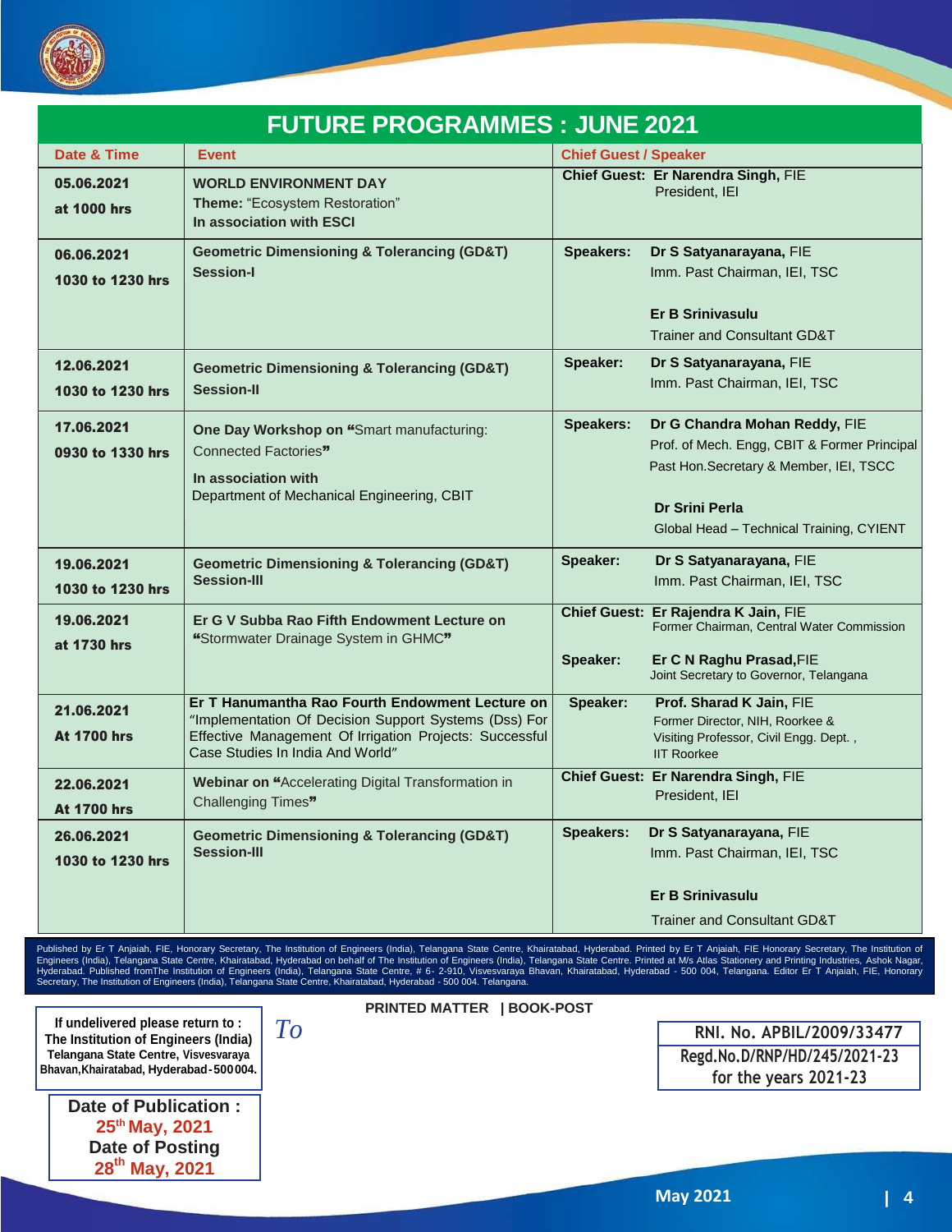# FUTURE PROGRAMMES : JUNE 2021

| Date & Time | Event | Chief Guest / Speaker |
| --- | --- | --- |
| **05.06.2021** <br> **at 1000 hrs** | **WORLD ENVIRONMENT DAY** <br> **Theme:** "Ecosystem Restoration" <br> **In association with ESCI** | **Chief Guest: Er Narendra Singh,** FIE <br> President, IEI |
| **06.06.2021** <br> **1030 to 1230 hrs** | **Geometric Dimensioning & Tolerancing (GD&T) Session-I** | **Speakers: Dr S Satyanarayana,** FIE <br> Imm. Past Chairman, IEI, TSC <br> **Er B Srinivasulu** <br> Trainer and Consultant GD&T |
| **12.06.2021** <br> **1030 to 1230 hrs** | **Geometric Dimensioning & Tolerancing (GD&T) Session-II** | **Speaker: Dr S Satyanarayana,** FIE <br> Imm. Past Chairman, IEI, TSC |
| **17.06.2021** <br> **0930 to 1330 hrs** | **One Day Workshop on "**Smart manufacturing: Connected Factories**"** <br> **In association with** <br> Department of Mechanical Engineering, CBIT | **Speakers: Dr G Chandra Mohan Reddy,** FIE <br> Prof. of Mech. Engg, CBIT & Former Principal <br> Past Hon.Secretary & Member, IEI, TSCC <br> **Dr Srini Perla** <br> Global Head – Technical Training, CYIENT |
| **19.06.2021** <br> **1030 to 1230 hrs** | **Geometric Dimensioning & Tolerancing (GD&T) Session-III** | **Speaker: Dr S Satyanarayana,** FIE <br> Imm. Past Chairman, IEI, TSC |
| **19.06.2021** <br> **at 1730 hrs** | **Er G V Subba Rao Fifth Endowment Lecture on "**Stormwater Drainage System in GHMC**"** | **Chief Guest: Er Rajendra K Jain,** FIE <br> Former Chairman, Central Water Commission <br> **Speaker: Er C N Raghu Prasad,**FIE <br> Joint Secretary to Governor, Telangana |
| **21.06.2021** <br> **At 1700 hrs** | **Er T Hanumantha Rao Fourth Endowment Lecture on** "Implementation Of Decision Support Systems (Dss) For Effective Management Of Irrigation Projects: Successful Case Studies In India And World" | **Speaker: Prof. Sharad K Jain,** FIE <br> Former Director, NIH, Roorkee & <br> Visiting Professor, Civil Engg. Dept. , <br> IIT Roorkee |
| **22.06.2021** <br> **At 1700 hrs** | **Webinar on "**Accelerating Digital Transformation in Challenging Times**"** | **Chief Guest: Er Narendra Singh,** FIE <br> President, IEI |
| **26.06.2021** <br> **1030 to 1230 hrs** | **Geometric Dimensioning & Tolerancing (GD&T) Session-III** | **Speakers: Dr S Satyanarayana,** FIE <br> Imm. Past Chairman, IEI, TSC <br> **Er B Srinivasulu** <br> Trainer and Consultant GD&T |

Published by Er T Anjaiah, FIE, Honorary Secretary, The Institution of Engineers (India), Telangana State Centre, Khairatabad, Hyderabad. Printed by Er T Anjaiah, FIE Honorary Secretary, The Institution of Engineers (India), Telangana State Centre, Khairatabad, Hyderabad on behalf of The Institution of Engineers (India), Telangana State Centre. Printed at M/s Atlas Stationery and Printing Industries, Ashok Nagar, Hyderabad. Published fromThe Institution of Engineers (India), Telangana State Centre, # 6- 2-910, Visvesvaraya Bhavan, Khairatabad, Hyderabad - 500 004, Telangana. Editor Er T Anjaiah, FIE, Honorary Secretary, The Institution of Engineers (India), Telangana State Centre, Khairatabad, Hyderabad - 500 004. Telangana.

**If undelivered please return to :**
**The Institution of Engineers (India)**
**Telangana State Centre, Visvesvaraya Bhavan,Khairatabad, Hyderabad-500004.**

**PRINTED MATTER | BOOK-POST**

*To*

**RNI. No. APBIL/2009/33477**
**Regd.No.D/RNP/HD/245/2021-23**
**for the years 2021-23**

**Date of Publication :**
**25th May, 2021**
**Date of Posting**
**28th May, 2021**